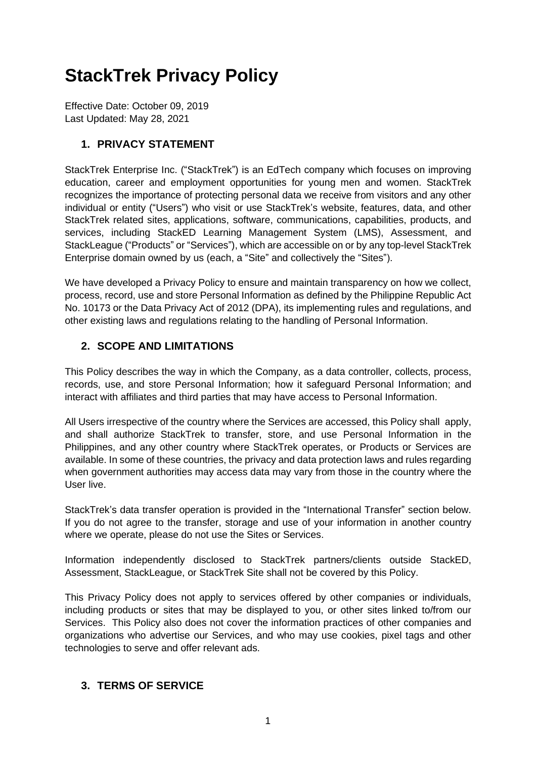# StackTrek Privacy Policy

Effective Date: October 09, 2019
Last Updated: May 28, 2021

## 1. PRIVACY STATEMENT

StackTrek Enterprise Inc. ("StackTrek") is an EdTech company which focuses on improving education, career and employment opportunities for young men and women. StackTrek recognizes the importance of protecting personal data we receive from visitors and any other individual or entity ("Users") who visit or use StackTrek's website, features, data, and other StackTrek related sites, applications, software, communications, capabilities, products, and services, including StackED Learning Management System (LMS), Assessment, and StackLeague ("Products" or "Services"), which are accessible on or by any top-level StackTrek Enterprise domain owned by us (each, a "Site" and collectively the "Sites").

We have developed a Privacy Policy to ensure and maintain transparency on how we collect, process, record, use and store Personal Information as defined by the Philippine Republic Act No. 10173 or the Data Privacy Act of 2012 (DPA), its implementing rules and regulations, and other existing laws and regulations relating to the handling of Personal Information.

## 2. SCOPE AND LIMITATIONS

This Policy describes the way in which the Company, as a data controller, collects, process, records, use, and store Personal Information; how it safeguard Personal Information; and interact with affiliates and third parties that may have access to Personal Information.

All Users irrespective of the country where the Services are accessed, this Policy shall apply, and shall authorize StackTrek to transfer, store, and use Personal Information in the Philippines, and any other country where StackTrek operates, or Products or Services are available. In some of these countries, the privacy and data protection laws and rules regarding when government authorities may access data may vary from those in the country where the User live.

StackTrek's data transfer operation is provided in the "International Transfer" section below. If you do not agree to the transfer, storage and use of your information in another country where we operate, please do not use the Sites or Services.

Information independently disclosed to StackTrek partners/clients outside StackED, Assessment, StackLeague, or StackTrek Site shall not be covered by this Policy.

This Privacy Policy does not apply to services offered by other companies or individuals, including products or sites that may be displayed to you, or other sites linked to/from our Services. This Policy also does not cover the information practices of other companies and organizations who advertise our Services, and who may use cookies, pixel tags and other technologies to serve and offer relevant ads.

## 3. TERMS OF SERVICE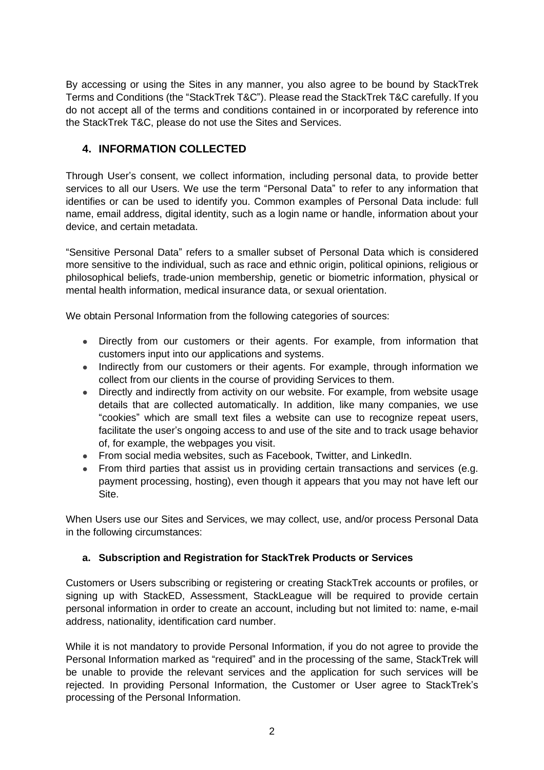By accessing or using the Sites in any manner, you also agree to be bound by StackTrek Terms and Conditions (the "StackTrek T&C"). Please read the StackTrek T&C carefully. If you do not accept all of the terms and conditions contained in or incorporated by reference into the StackTrek T&C, please do not use the Sites and Services.

## 4. INFORMATION COLLECTED

Through User's consent, we collect information, including personal data, to provide better services to all our Users. We use the term "Personal Data" to refer to any information that identifies or can be used to identify you. Common examples of Personal Data include: full name, email address, digital identity, such as a login name or handle, information about your device, and certain metadata.

"Sensitive Personal Data" refers to a smaller subset of Personal Data which is considered more sensitive to the individual, such as race and ethnic origin, political opinions, religious or philosophical beliefs, trade-union membership, genetic or biometric information, physical or mental health information, medical insurance data, or sexual orientation.

We obtain Personal Information from the following categories of sources:

- Directly from our customers or their agents. For example, from information that customers input into our applications and systems.
- Indirectly from our customers or their agents. For example, through information we collect from our clients in the course of providing Services to them.
- Directly and indirectly from activity on our website. For example, from website usage details that are collected automatically. In addition, like many companies, we use "cookies" which are small text files a website can use to recognize repeat users, facilitate the user's ongoing access to and use of the site and to track usage behavior of, for example, the webpages you visit.
- From social media websites, such as Facebook, Twitter, and LinkedIn.
- From third parties that assist us in providing certain transactions and services (e.g. payment processing, hosting), even though it appears that you may not have left our Site.

When Users use our Sites and Services, we may collect, use, and/or process Personal Data in the following circumstances:

### a. Subscription and Registration for StackTrek Products or Services

Customers or Users subscribing or registering or creating StackTrek accounts or profiles, or signing up with StackED, Assessment, StackLeague will be required to provide certain personal information in order to create an account, including but not limited to: name, e-mail address, nationality, identification card number.

While it is not mandatory to provide Personal Information, if you do not agree to provide the Personal Information marked as "required" and in the processing of the same, StackTrek will be unable to provide the relevant services and the application for such services will be rejected. In providing Personal Information, the Customer or User agree to StackTrek's processing of the Personal Information.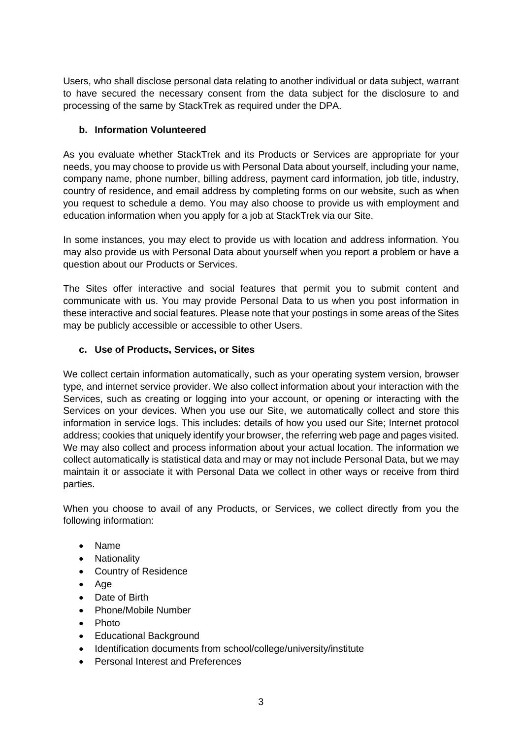Users, who shall disclose personal data relating to another individual or data subject, warrant to have secured the necessary consent from the data subject for the disclosure to and processing of the same by StackTrek as required under the DPA.

**b. Information Volunteered**

As you evaluate whether StackTrek and its Products or Services are appropriate for your needs, you may choose to provide us with Personal Data about yourself, including your name, company name, phone number, billing address, payment card information, job title, industry, country of residence, and email address by completing forms on our website, such as when you request to schedule a demo. You may also choose to provide us with employment and education information when you apply for a job at StackTrek via our Site.

In some instances, you may elect to provide us with location and address information. You may also provide us with Personal Data about yourself when you report a problem or have a question about our Products or Services.

The Sites offer interactive and social features that permit you to submit content and communicate with us. You may provide Personal Data to us when you post information in these interactive and social features. Please note that your postings in some areas of the Sites may be publicly accessible or accessible to other Users.

**c. Use of Products, Services, or Sites**

We collect certain information automatically, such as your operating system version, browser type, and internet service provider. We also collect information about your interaction with the Services, such as creating or logging into your account, or opening or interacting with the Services on your devices. When you use our Site, we automatically collect and store this information in service logs. This includes: details of how you used our Site; Internet protocol address; cookies that uniquely identify your browser, the referring web page and pages visited. We may also collect and process information about your actual location. The information we collect automatically is statistical data and may or may not include Personal Data, but we may maintain it or associate it with Personal Data we collect in other ways or receive from third parties.

When you choose to avail of any Products, or Services, we collect directly from you the following information:

- Name
- Nationality
- Country of Residence
- Age
- Date of Birth
- Phone/Mobile Number
- Photo
- Educational Background
- Identification documents from school/college/university/institute
- Personal Interest and Preferences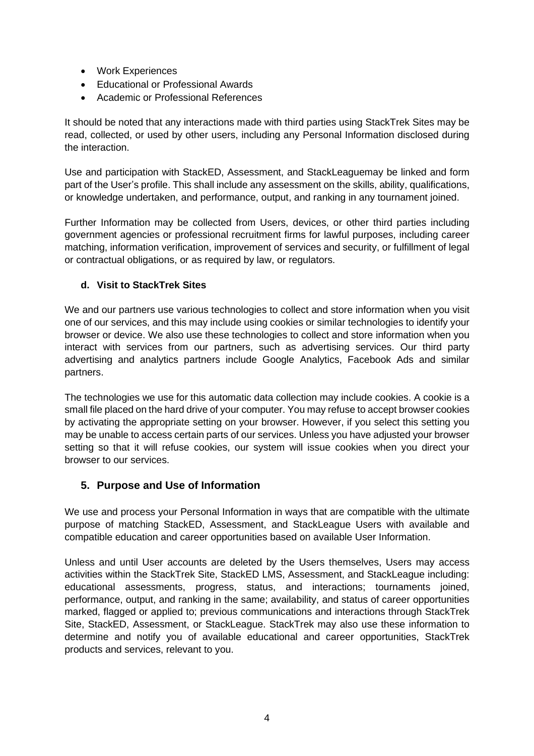- Work Experiences
- Educational or Professional Awards
- Academic or Professional References

It should be noted that any interactions made with third parties using StackTrek Sites may be read, collected, or used by other users, including any Personal Information disclosed during the interaction.

Use and participation with StackED, Assessment, and StackLeaguemay be linked and form part of the User's profile. This shall include any assessment on the skills, ability, qualifications, or knowledge undertaken, and performance, output, and ranking in any tournament joined.

Further Information may be collected from Users, devices, or other third parties including government agencies or professional recruitment firms for lawful purposes, including career matching, information verification, improvement of services and security, or fulfillment of legal or contractual obligations, or as required by law, or regulators.

#### d. Visit to StackTrek Sites

We and our partners use various technologies to collect and store information when you visit one of our services, and this may include using cookies or similar technologies to identify your browser or device. We also use these technologies to collect and store information when you interact with services from our partners, such as advertising services. Our third party advertising and analytics partners include Google Analytics, Facebook Ads and similar partners.

The technologies we use for this automatic data collection may include cookies. A cookie is a small file placed on the hard drive of your computer. You may refuse to accept browser cookies by activating the appropriate setting on your browser. However, if you select this setting you may be unable to access certain parts of our services. Unless you have adjusted your browser setting so that it will refuse cookies, our system will issue cookies when you direct your browser to our services.

## 5. Purpose and Use of Information

We use and process your Personal Information in ways that are compatible with the ultimate purpose of matching StackED, Assessment, and StackLeague Users with available and compatible education and career opportunities based on available User Information.

Unless and until User accounts are deleted by the Users themselves, Users may access activities within the StackTrek Site, StackED LMS, Assessment, and StackLeague including: educational assessments, progress, status, and interactions; tournaments joined, performance, output, and ranking in the same; availability, and status of career opportunities marked, flagged or applied to; previous communications and interactions through StackTrek Site, StackED, Assessment, or StackLeague. StackTrek may also use these information to determine and notify you of available educational and career opportunities, StackTrek products and services, relevant to you.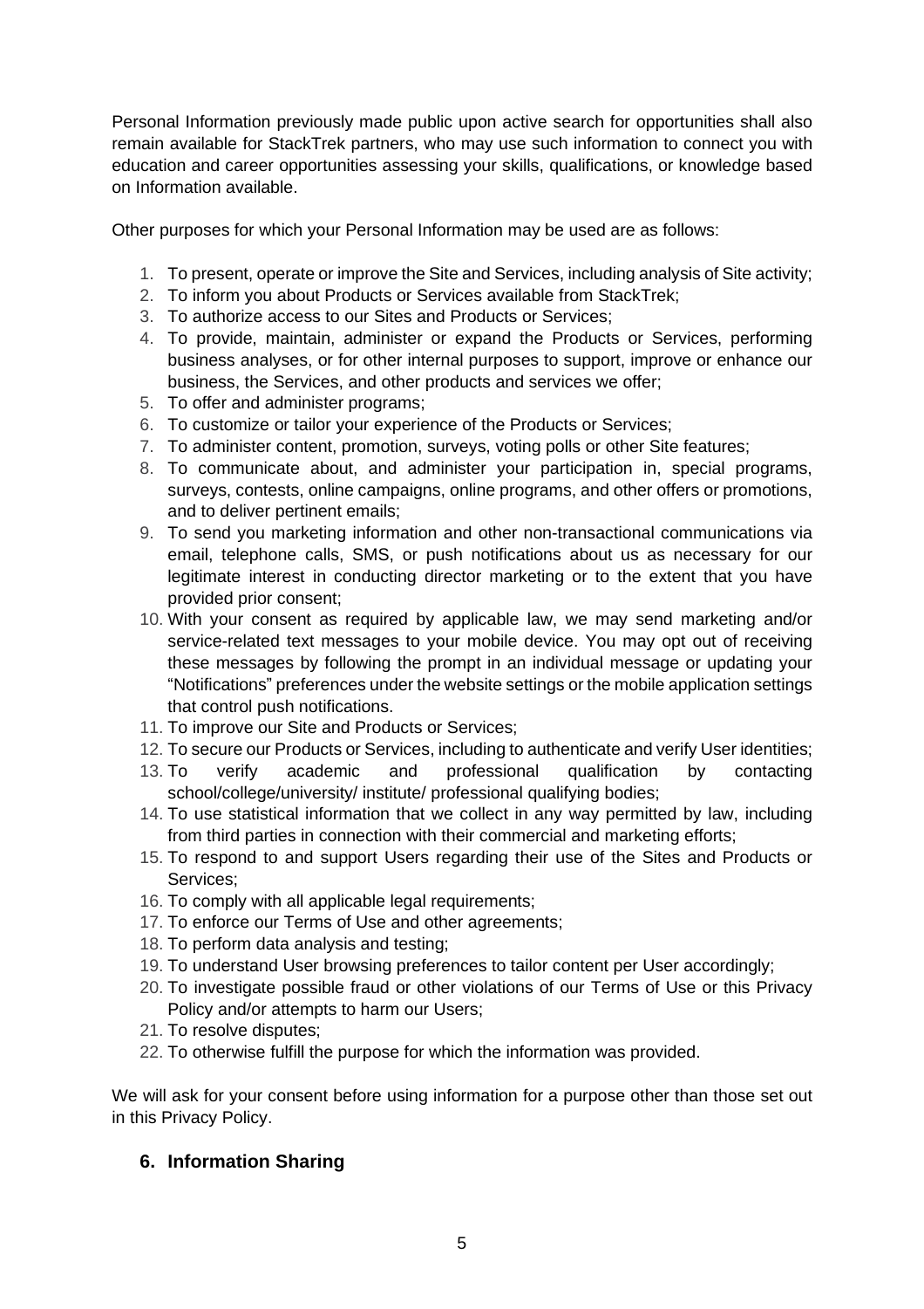Personal Information previously made public upon active search for opportunities shall also remain available for StackTrek partners, who may use such information to connect you with education and career opportunities assessing your skills, qualifications, or knowledge based on Information available.

Other purposes for which your Personal Information may be used are as follows:

1. To present, operate or improve the Site and Services, including analysis of Site activity;
2. To inform you about Products or Services available from StackTrek;
3. To authorize access to our Sites and Products or Services;
4. To provide, maintain, administer or expand the Products or Services, performing business analyses, or for other internal purposes to support, improve or enhance our business, the Services, and other products and services we offer;
5. To offer and administer programs;
6. To customize or tailor your experience of the Products or Services;
7. To administer content, promotion, surveys, voting polls or other Site features;
8. To communicate about, and administer your participation in, special programs, surveys, contests, online campaigns, online programs, and other offers or promotions, and to deliver pertinent emails;
9. To send you marketing information and other non-transactional communications via email, telephone calls, SMS, or push notifications about us as necessary for our legitimate interest in conducting director marketing or to the extent that you have provided prior consent;
10. With your consent as required by applicable law, we may send marketing and/or service-related text messages to your mobile device. You may opt out of receiving these messages by following the prompt in an individual message or updating your "Notifications" preferences under the website settings or the mobile application settings that control push notifications.
11. To improve our Site and Products or Services;
12. To secure our Products or Services, including to authenticate and verify User identities;
13. To verify academic and professional qualification by contacting school/college/university/ institute/ professional qualifying bodies;
14. To use statistical information that we collect in any way permitted by law, including from third parties in connection with their commercial and marketing efforts;
15. To respond to and support Users regarding their use of the Sites and Products or Services;
16. To comply with all applicable legal requirements;
17. To enforce our Terms of Use and other agreements;
18. To perform data analysis and testing;
19. To understand User browsing preferences to tailor content per User accordingly;
20. To investigate possible fraud or other violations of our Terms of Use or this Privacy Policy and/or attempts to harm our Users;
21. To resolve disputes;
22. To otherwise fulfill the purpose for which the information was provided.

We will ask for your consent before using information for a purpose other than those set out in this Privacy Policy.

## 6. Information Sharing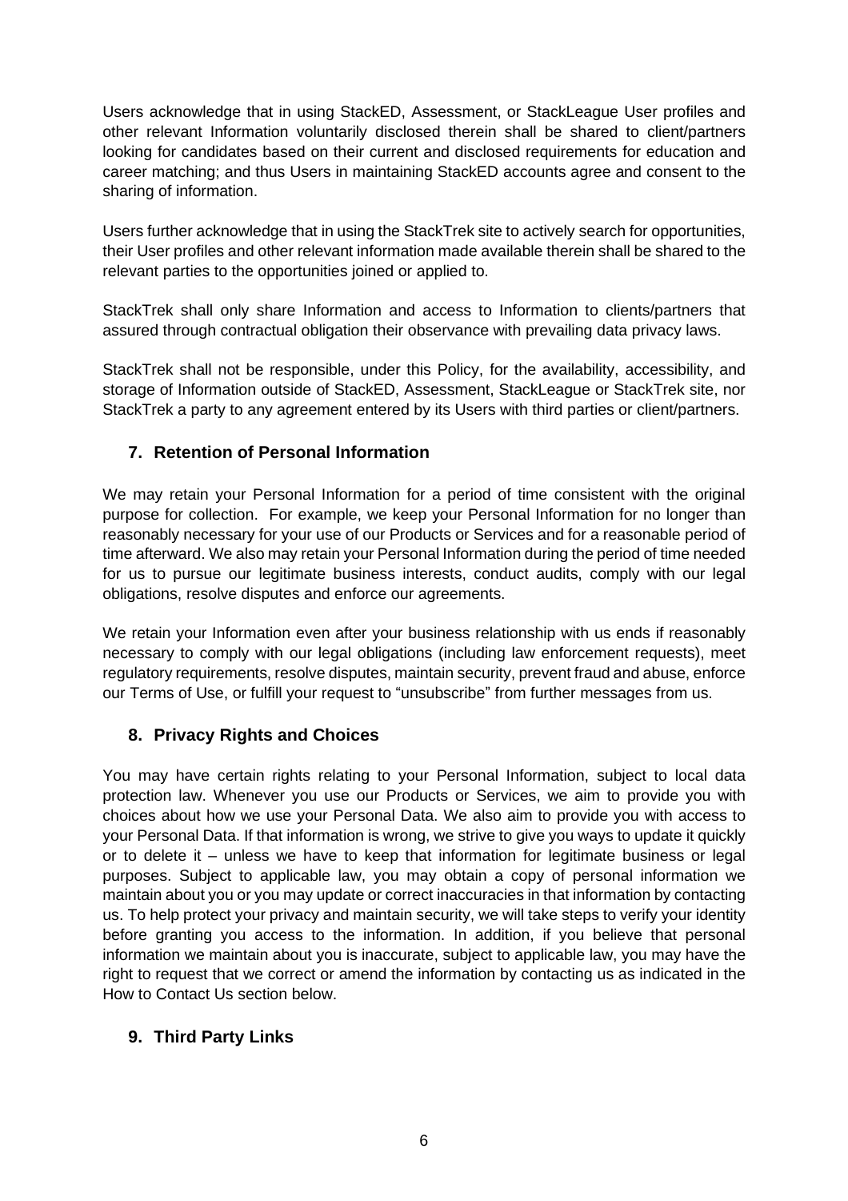Users acknowledge that in using StackED, Assessment, or StackLeague User profiles and other relevant Information voluntarily disclosed therein shall be shared to client/partners looking for candidates based on their current and disclosed requirements for education and career matching; and thus Users in maintaining StackED accounts agree and consent to the sharing of information.

Users further acknowledge that in using the StackTrek site to actively search for opportunities, their User profiles and other relevant information made available therein shall be shared to the relevant parties to the opportunities joined or applied to.

StackTrek shall only share Information and access to Information to clients/partners that assured through contractual obligation their observance with prevailing data privacy laws.

StackTrek shall not be responsible, under this Policy, for the availability, accessibility, and storage of Information outside of StackED, Assessment, StackLeague or StackTrek site, nor StackTrek a party to any agreement entered by its Users with third parties or client/partners.

## 7. Retention of Personal Information

We may retain your Personal Information for a period of time consistent with the original purpose for collection. For example, we keep your Personal Information for no longer than reasonably necessary for your use of our Products or Services and for a reasonable period of time afterward. We also may retain your Personal Information during the period of time needed for us to pursue our legitimate business interests, conduct audits, comply with our legal obligations, resolve disputes and enforce our agreements.

We retain your Information even after your business relationship with us ends if reasonably necessary to comply with our legal obligations (including law enforcement requests), meet regulatory requirements, resolve disputes, maintain security, prevent fraud and abuse, enforce our Terms of Use, or fulfill your request to "unsubscribe" from further messages from us.

## 8. Privacy Rights and Choices

You may have certain rights relating to your Personal Information, subject to local data protection law. Whenever you use our Products or Services, we aim to provide you with choices about how we use your Personal Data. We also aim to provide you with access to your Personal Data. If that information is wrong, we strive to give you ways to update it quickly or to delete it – unless we have to keep that information for legitimate business or legal purposes. Subject to applicable law, you may obtain a copy of personal information we maintain about you or you may update or correct inaccuracies in that information by contacting us. To help protect your privacy and maintain security, we will take steps to verify your identity before granting you access to the information. In addition, if you believe that personal information we maintain about you is inaccurate, subject to applicable law, you may have the right to request that we correct or amend the information by contacting us as indicated in the How to Contact Us section below.

## 9. Third Party Links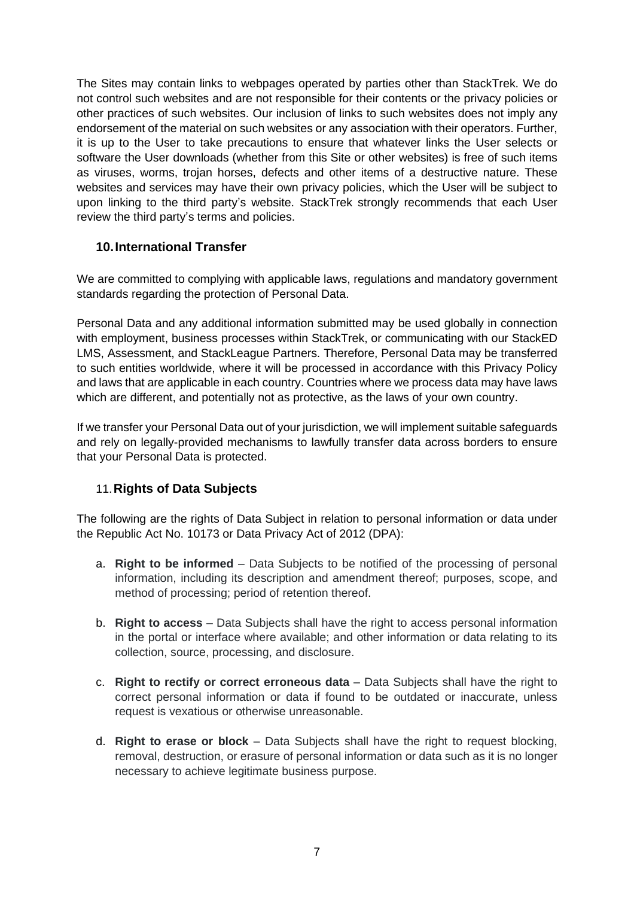The Sites may contain links to webpages operated by parties other than StackTrek. We do not control such websites and are not responsible for their contents or the privacy policies or other practices of such websites. Our inclusion of links to such websites does not imply any endorsement of the material on such websites or any association with their operators. Further, it is up to the User to take precautions to ensure that whatever links the User selects or software the User downloads (whether from this Site or other websites) is free of such items as viruses, worms, trojan horses, defects and other items of a destructive nature. These websites and services may have their own privacy policies, which the User will be subject to upon linking to the third party's website. StackTrek strongly recommends that each User review the third party's terms and policies.

## 10. International Transfer

We are committed to complying with applicable laws, regulations and mandatory government standards regarding the protection of Personal Data.

Personal Data and any additional information submitted may be used globally in connection with employment, business processes within StackTrek, or communicating with our StackED LMS, Assessment, and StackLeague Partners. Therefore, Personal Data may be transferred to such entities worldwide, where it will be processed in accordance with this Privacy Policy and laws that are applicable in each country. Countries where we process data may have laws which are different, and potentially not as protective, as the laws of your own country.

If we transfer your Personal Data out of your jurisdiction, we will implement suitable safeguards and rely on legally-provided mechanisms to lawfully transfer data across borders to ensure that your Personal Data is protected.

## 11. Rights of Data Subjects

The following are the rights of Data Subject in relation to personal information or data under the Republic Act No. 10173 or Data Privacy Act of 2012 (DPA):

a. **Right to be informed** – Data Subjects to be notified of the processing of personal information, including its description and amendment thereof; purposes, scope, and method of processing; period of retention thereof.

b. **Right to access** – Data Subjects shall have the right to access personal information in the portal or interface where available; and other information or data relating to its collection, source, processing, and disclosure.

c. **Right to rectify or correct erroneous data** – Data Subjects shall have the right to correct personal information or data if found to be outdated or inaccurate, unless request is vexatious or otherwise unreasonable.

d. **Right to erase or block** – Data Subjects shall have the right to request blocking, removal, destruction, or erasure of personal information or data such as it is no longer necessary to achieve legitimate business purpose.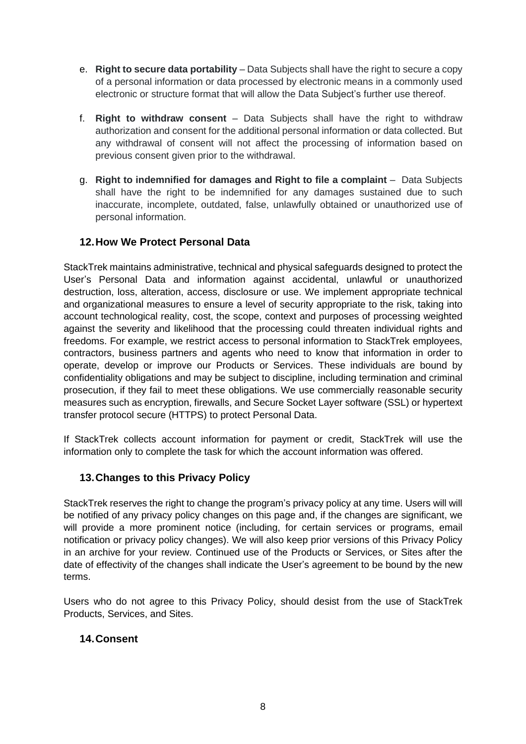e. **Right to secure data portability** – Data Subjects shall have the right to secure a copy of a personal information or data processed by electronic means in a commonly used electronic or structure format that will allow the Data Subject's further use thereof.

f. **Right to withdraw consent** – Data Subjects shall have the right to withdraw authorization and consent for the additional personal information or data collected. But any withdrawal of consent will not affect the processing of information based on previous consent given prior to the withdrawal.

g. **Right to indemnified for damages and Right to file a complaint** – Data Subjects shall have the right to be indemnified for any damages sustained due to such inaccurate, incomplete, outdated, false, unlawfully obtained or unauthorized use of personal information.

## 12. How We Protect Personal Data

StackTrek maintains administrative, technical and physical safeguards designed to protect the User's Personal Data and information against accidental, unlawful or unauthorized destruction, loss, alteration, access, disclosure or use. We implement appropriate technical and organizational measures to ensure a level of security appropriate to the risk, taking into account technological reality, cost, the scope, context and purposes of processing weighted against the severity and likelihood that the processing could threaten individual rights and freedoms. For example, we restrict access to personal information to StackTrek employees, contractors, business partners and agents who need to know that information in order to operate, develop or improve our Products or Services. These individuals are bound by confidentiality obligations and may be subject to discipline, including termination and criminal prosecution, if they fail to meet these obligations. We use commercially reasonable security measures such as encryption, firewalls, and Secure Socket Layer software (SSL) or hypertext transfer protocol secure (HTTPS) to protect Personal Data.

If StackTrek collects account information for payment or credit, StackTrek will use the information only to complete the task for which the account information was offered.

## 13. Changes to this Privacy Policy

StackTrek reserves the right to change the program's privacy policy at any time. Users will will be notified of any privacy policy changes on this page and, if the changes are significant, we will provide a more prominent notice (including, for certain services or programs, email notification or privacy policy changes). We will also keep prior versions of this Privacy Policy in an archive for your review. Continued use of the Products or Services, or Sites after the date of effectivity of the changes shall indicate the User's agreement to be bound by the new terms.

Users who do not agree to this Privacy Policy, should desist from the use of StackTrek Products, Services, and Sites.

## 14. Consent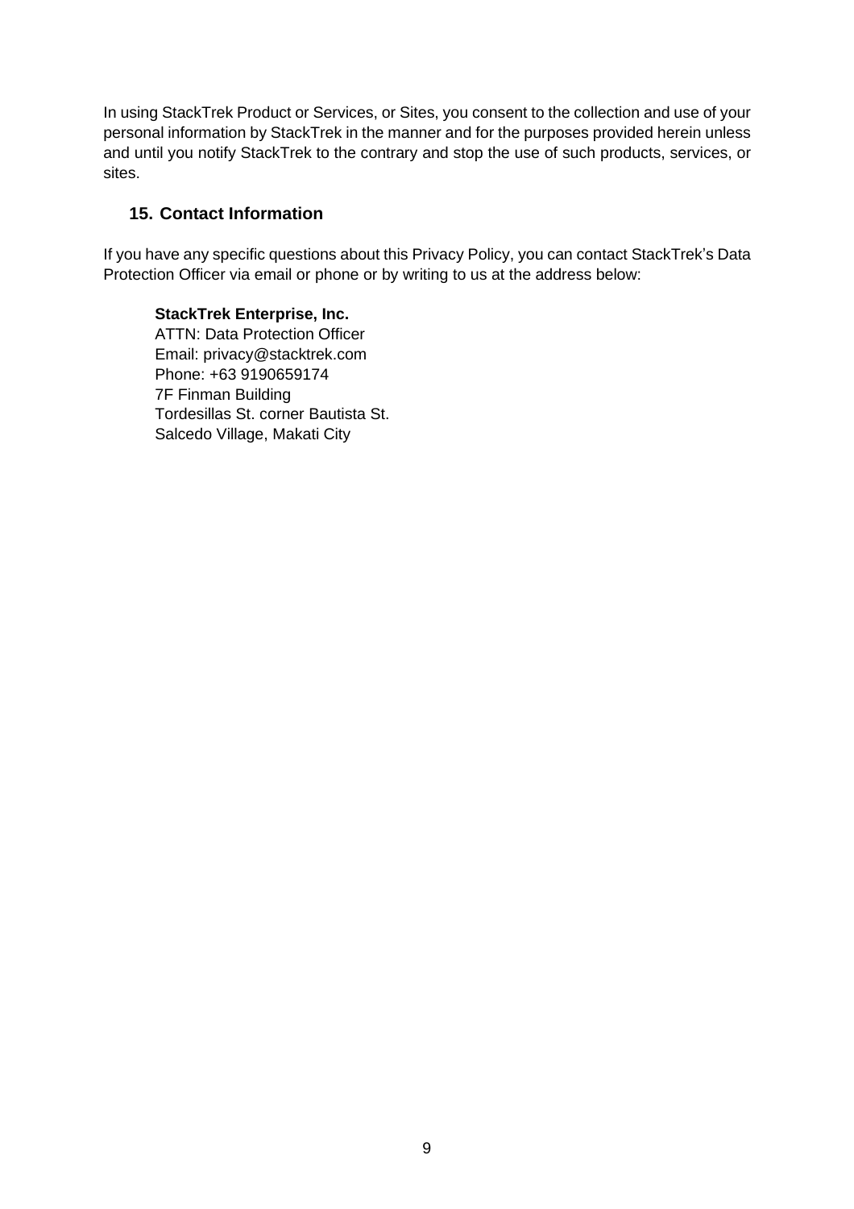In using StackTrek Product or Services, or Sites, you consent to the collection and use of your personal information by StackTrek in the manner and for the purposes provided herein unless and until you notify StackTrek to the contrary and stop the use of such products, services, or sites.

## 15. Contact Information

If you have any specific questions about this Privacy Policy, you can contact StackTrek's Data Protection Officer via email or phone or by writing to us at the address below:

**StackTrek Enterprise, Inc.**
ATTN: Data Protection Officer
Email: privacy@stacktrek.com
Phone: +63 9190659174
7F Finman Building
Tordesillas St. corner Bautista St.
Salcedo Village, Makati City